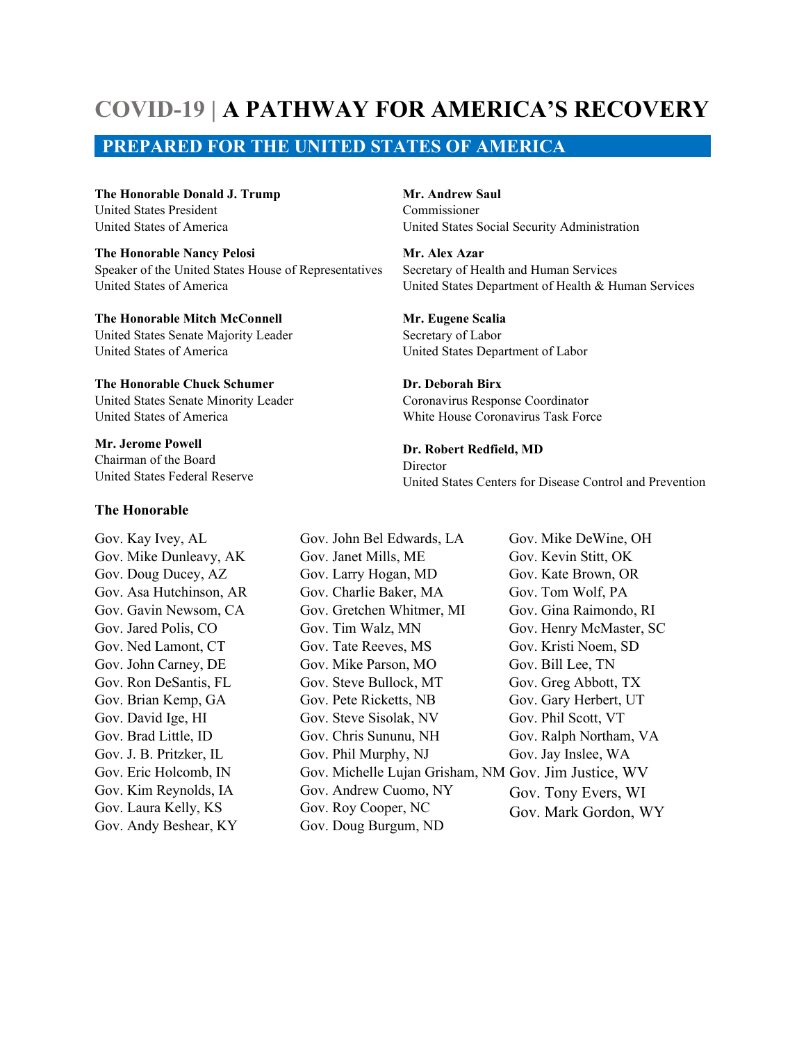# COVID-19 | A PATHWAY FOR AMERICA'S RECOVERY

## PREPARED FOR THE UNITED STATES OF AMERICA

**The Honorable Donald J. Trump**
United States President
United States of America

**The Honorable Nancy Pelosi**
Speaker of the United States House of Representatives
United States of America

**The Honorable Mitch McConnell**
United States Senate Majority Leader
United States of America

**The Honorable Chuck Schumer**
United States Senate Minority Leader
United States of America

**Mr. Jerome Powell**
Chairman of the Board
United States Federal Reserve

**Mr. Andrew Saul**
Commissioner
United States Social Security Administration

**Mr. Alex Azar**
Secretary of Health and Human Services
United States Department of Health & Human Services

**Mr. Eugene Scalia**
Secretary of Labor
United States Department of Labor

**Dr. Deborah Birx**
Coronavirus Response Coordinator
White House Coronavirus Task Force

**Dr. Robert Redfield, MD**
Director
United States Centers for Disease Control and Prevention

**The Honorable**

Gov. Kay Ivey, AL
Gov. Mike Dunleavy, AK
Gov. Doug Ducey, AZ
Gov. Asa Hutchinson, AR
Gov. Gavin Newsom, CA
Gov. Jared Polis, CO
Gov. Ned Lamont, CT
Gov. John Carney, DE
Gov. Ron DeSantis, FL
Gov. Brian Kemp, GA
Gov. David Ige, HI
Gov. Brad Little, ID
Gov. J. B. Pritzker, IL
Gov. Eric Holcomb, IN
Gov. Kim Reynolds, IA
Gov. Laura Kelly, KS
Gov. Andy Beshear, KY
Gov. John Bel Edwards, LA
Gov. Janet Mills, ME
Gov. Larry Hogan, MD
Gov. Charlie Baker, MA
Gov. Gretchen Whitmer, MI
Gov. Tim Walz, MN
Gov. Tate Reeves, MS
Gov. Mike Parson, MO
Gov. Steve Bullock, MT
Gov. Pete Ricketts, NB
Gov. Steve Sisolak, NV
Gov. Chris Sununu, NH
Gov. Phil Murphy, NJ
Gov. Michelle Lujan Grisham, NM
Gov. Andrew Cuomo, NY
Gov. Roy Cooper, NC
Gov. Doug Burgum, ND
Gov. Mike DeWine, OH
Gov. Kevin Stitt, OK
Gov. Kate Brown, OR
Gov. Tom Wolf, PA
Gov. Gina Raimondo, RI
Gov. Henry McMaster, SC
Gov. Kristi Noem, SD
Gov. Bill Lee, TN
Gov. Greg Abbott, TX
Gov. Gary Herbert, UT
Gov. Phil Scott, VT
Gov. Ralph Northam, VA
Gov. Jay Inslee, WA
Gov. Jim Justice, WV
Gov. Tony Evers, WI
Gov. Mark Gordon, WY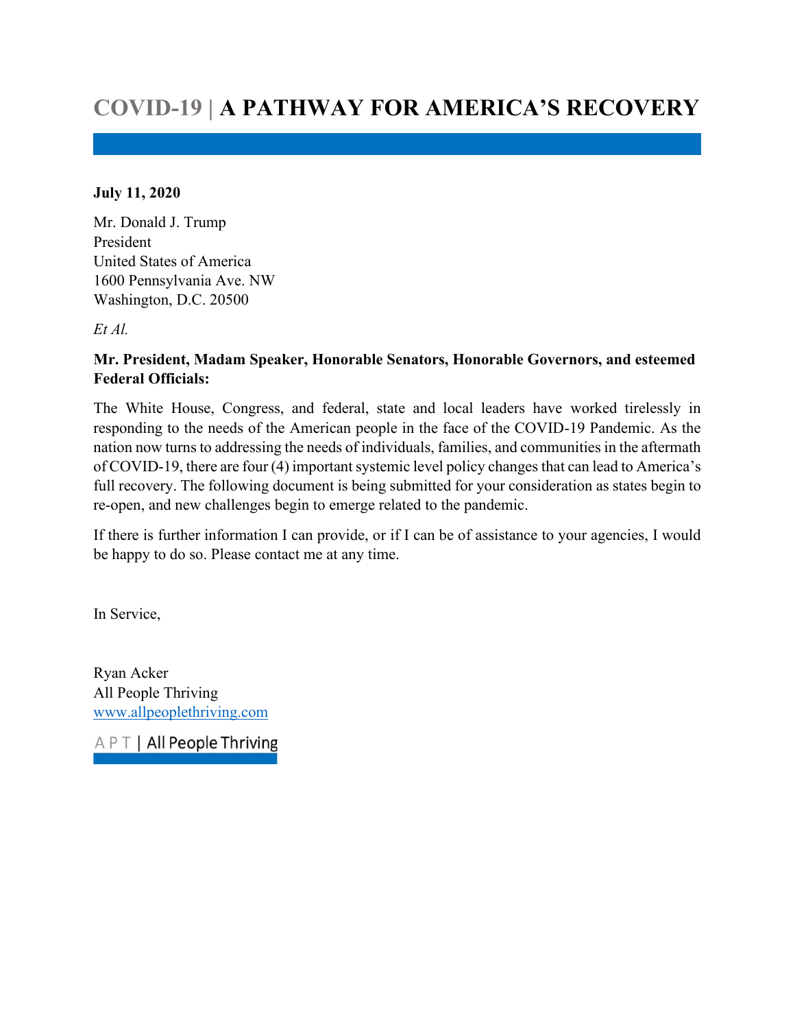# COVID-19 | A PATHWAY FOR AMERICA'S RECOVERY

**July 11, 2020**

Mr. Donald J. Trump
President
United States of America
1600 Pennsylvania Ave. NW
Washington, D.C. 20500

*Et Al.*

**Mr. President, Madam Speaker, Honorable Senators, Honorable Governors, and esteemed Federal Officials:**

The White House, Congress, and federal, state and local leaders have worked tirelessly in responding to the needs of the American people in the face of the COVID-19 Pandemic. As the nation now turns to addressing the needs of individuals, families, and communities in the aftermath of COVID-19, there are four (4) important systemic level policy changes that can lead to America's full recovery. The following document is being submitted for your consideration as states begin to re-open, and new challenges begin to emerge related to the pandemic.

If there is further information I can provide, or if I can be of assistance to your agencies, I would be happy to do so. Please contact me at any time.

In Service,

Ryan Acker
All People Thriving
[www.allpeoplethriving.com](http://www.allpeoplethriving.com)

APT | All People Thriving